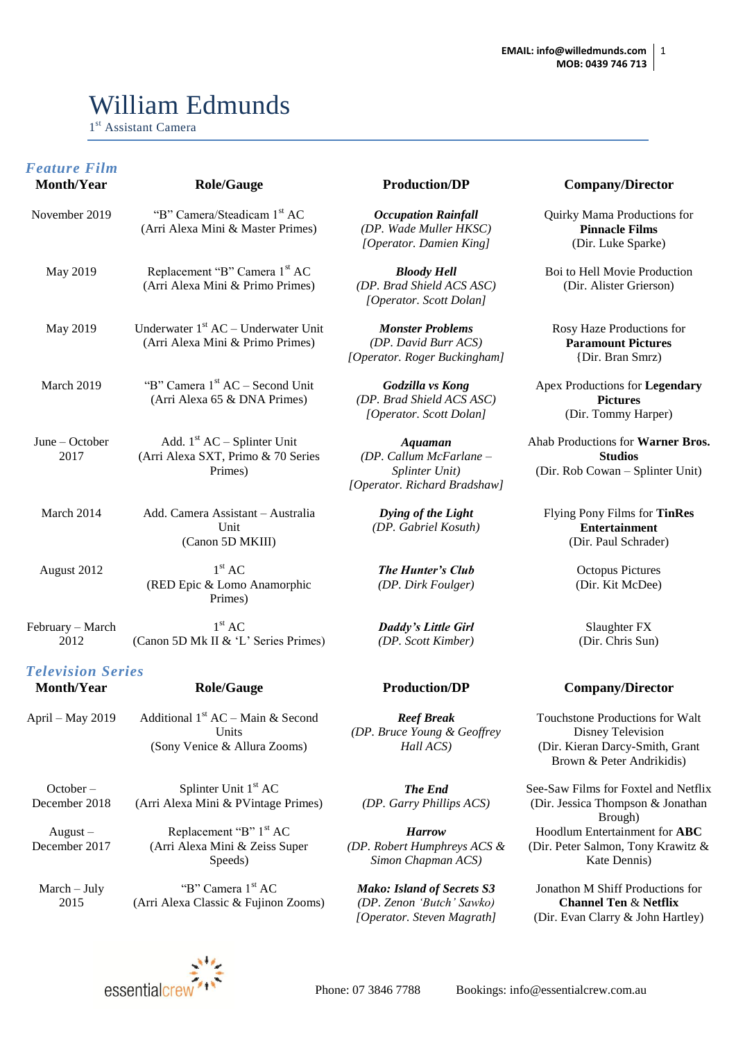EMAIL: info@willedmunds.com
MOB: 0439 746 713

# William Edmunds

1st Assistant Camera

## *Feature Film*

| Month/Year | Role/Gauge | Production/DP | Company/Director |
| --- | --- | --- | --- |
| November 2019 | "B" Camera/Steadicam 1st AC (Arri Alexa Mini & Master Primes) | ***Occupation Rainfall*** *(DP. Wade Muller HKSC)* *[Operator. Damien King]* | Quirky Mama Productions for **Pinnacle Films** (Dir. Luke Sparke) |
| May 2019 | Replacement "B" Camera 1st AC (Arri Alexa Mini & Primo Primes) | ***Bloody Hell*** *(DP. Brad Shield ACS ASC)* *[Operator. Scott Dolan]* | Boi to Hell Movie Production (Dir. Alister Grierson) |
| May 2019 | Underwater 1st AC – Underwater Unit (Arri Alexa Mini & Primo Primes) | ***Monster Problems*** *(DP. David Burr ACS)* *[Operator. Roger Buckingham]* | Rosy Haze Productions for **Paramount Pictures** {Dir. Bran Smrz) |
| March 2019 | "B" Camera 1st AC – Second Unit (Arri Alexa 65 & DNA Primes) | ***Godzilla vs Kong*** *(DP. Brad Shield ACS ASC)* *[Operator. Scott Dolan]* | Apex Productions for **Legendary Pictures** (Dir. Tommy Harper) |
| June – October 2017 | Add. 1st AC – Splinter Unit (Arri Alexa SXT, Primo & 70 Series Primes) | ***Aquaman*** *(DP. Callum McFarlane – Splinter Unit)* *[Operator. Richard Bradshaw]* | Ahab Productions for **Warner Bros. Studios** (Dir. Rob Cowan – Splinter Unit) |
| March 2014 | Add. Camera Assistant – Australia Unit (Canon 5D MKIII) | ***Dying of the Light*** *(DP. Gabriel Kosuth)* | Flying Pony Films for **TinRes Entertainment** (Dir. Paul Schrader) |
| August 2012 | 1st AC (RED Epic & Lomo Anamorphic Primes) | ***The Hunter's Club*** *(DP. Dirk Foulger)* | Octopus Pictures (Dir. Kit McDee) |
| February – March 2012 | 1st AC (Canon 5D Mk II & 'L' Series Primes) | ***Daddy's Little Girl*** *(DP. Scott Kimber)* | Slaughter FX (Dir. Chris Sun) |

## *Television Series*

| Month/Year | Role/Gauge | Production/DP | Company/Director |
| --- | --- | --- | --- |
| April – May 2019 | Additional 1st AC – Main & Second Units (Sony Venice & Allura Zooms) | ***Reef Break*** *(DP. Bruce Young & Geoffrey Hall ACS)* | Touchstone Productions for Walt Disney Television (Dir. Kieran Darcy-Smith, Grant Brown & Peter Andrikidis) |
| October – December 2018 | Splinter Unit 1st AC (Arri Alexa Mini & PVintage Primes) | ***The End*** *(DP. Garry Phillips ACS)* | See-Saw Films for Foxtel and Netflix (Dir. Jessica Thompson & Jonathan Brough) |
| August – December 2017 | Replacement "B" 1st AC (Arri Alexa Mini & Zeiss Super Speeds) | ***Harrow*** *(DP. Robert Humphreys ACS & Simon Chapman ACS)* | Hoodlum Entertainment for **ABC** (Dir. Peter Salmon, Tony Krawitz & Kate Dennis) |
| March – July 2015 | "B" Camera 1st AC (Arri Alexa Classic & Fujinon Zooms) | ***Mako: Island of Secrets S3*** *(DP. Zenon 'Butch' Sawko)* *[Operator. Steven Magrath]* | Jonathon M Shiff Productions for **Channel Ten** & **Netflix** (Dir. Evan Clarry & John Hartley) |

essentialcrew Phone: 07 3846 7788 Bookings: info@essentialcrew.com.au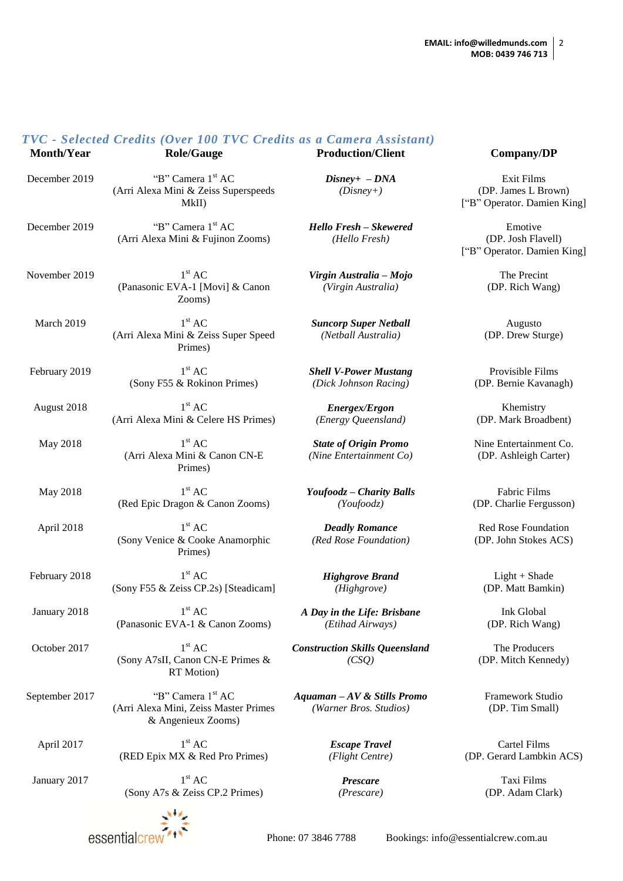## *TVC - Selected Credits (Over 100 TVC Credits as a Camera Assistant)*

| Month/Year | Role/Gauge | Production/Client | Company/DP |
|---|---|---|---|
| December 2019 | "B" Camera 1st AC (Arri Alexa Mini & Zeiss Superspeeds MkII) | ***Disney+ – DNA*** *(Disney+)* | Exit Films (DP. James L Brown) ["B" Operator. Damien King] |
| December 2019 | "B" Camera 1st AC (Arri Alexa Mini & Fujinon Zooms) | ***Hello Fresh – Skewered*** *(Hello Fresh)* | Emotive (DP. Josh Flavell) ["B" Operator. Damien King] |
| November 2019 | 1st AC (Panasonic EVA-1 [Movi] & Canon Zooms) | ***Virgin Australia – Mojo*** *(Virgin Australia)* | The Precint (DP. Rich Wang) |
| March 2019 | 1st AC (Arri Alexa Mini & Zeiss Super Speed Primes) | ***Suncorp Super Netball*** *(Netball Australia)* | Augusto (DP. Drew Sturge) |
| February 2019 | 1st AC (Sony F55 & Rokinon Primes) | ***Shell V-Power Mustang*** *(Dick Johnson Racing)* | Provisible Films (DP. Bernie Kavanagh) |
| August 2018 | 1st AC (Arri Alexa Mini & Celere HS Primes) | ***Energex/Ergon*** *(Energy Queensland)* | Khemistry (DP. Mark Broadbent) |
| May 2018 | 1st AC (Arri Alexa Mini & Canon CN-E Primes) | ***State of Origin Promo*** *(Nine Entertainment Co)* | Nine Entertainment Co. (DP. Ashleigh Carter) |
| May 2018 | 1st AC (Red Epic Dragon & Canon Zooms) | ***Youfoodz – Charity Balls*** *(Youfoodz)* | Fabric Films (DP. Charlie Fergusson) |
| April 2018 | 1st AC (Sony Venice & Cooke Anamorphic Primes) | ***Deadly Romance*** *(Red Rose Foundation)* | Red Rose Foundation (DP. John Stokes ACS) |
| February 2018 | 1st AC (Sony F55 & Zeiss CP.2s) [Steadicam] | ***Highgrove Brand*** *(Highgrove)* | Light + Shade (DP. Matt Bamkin) |
| January 2018 | 1st AC (Panasonic EVA-1 & Canon Zooms) | ***A Day in the Life: Brisbane*** *(Etihad Airways)* | Ink Global (DP. Rich Wang) |
| October 2017 | 1st AC (Sony A7sII, Canon CN-E Primes & RT Motion) | ***Construction Skills Queensland*** *(CSQ)* | The Producers (DP. Mitch Kennedy) |
| September 2017 | "B" Camera 1st AC (Arri Alexa Mini, Zeiss Master Primes & Angenieux Zooms) | ***Aquaman – AV & Stills Promo*** *(Warner Bros. Studios)* | Framework Studio (DP. Tim Small) |
| April 2017 | 1st AC (RED Epix MX & Red Pro Primes) | ***Escape Travel*** *(Flight Centre)* | Cartel Films (DP. Gerard Lambkin ACS) |
| January 2017 | 1st AC (Sony A7s & Zeiss CP.2 Primes) | ***Prescare*** *(Prescare)* | Taxi Films (DP. Adam Clark) |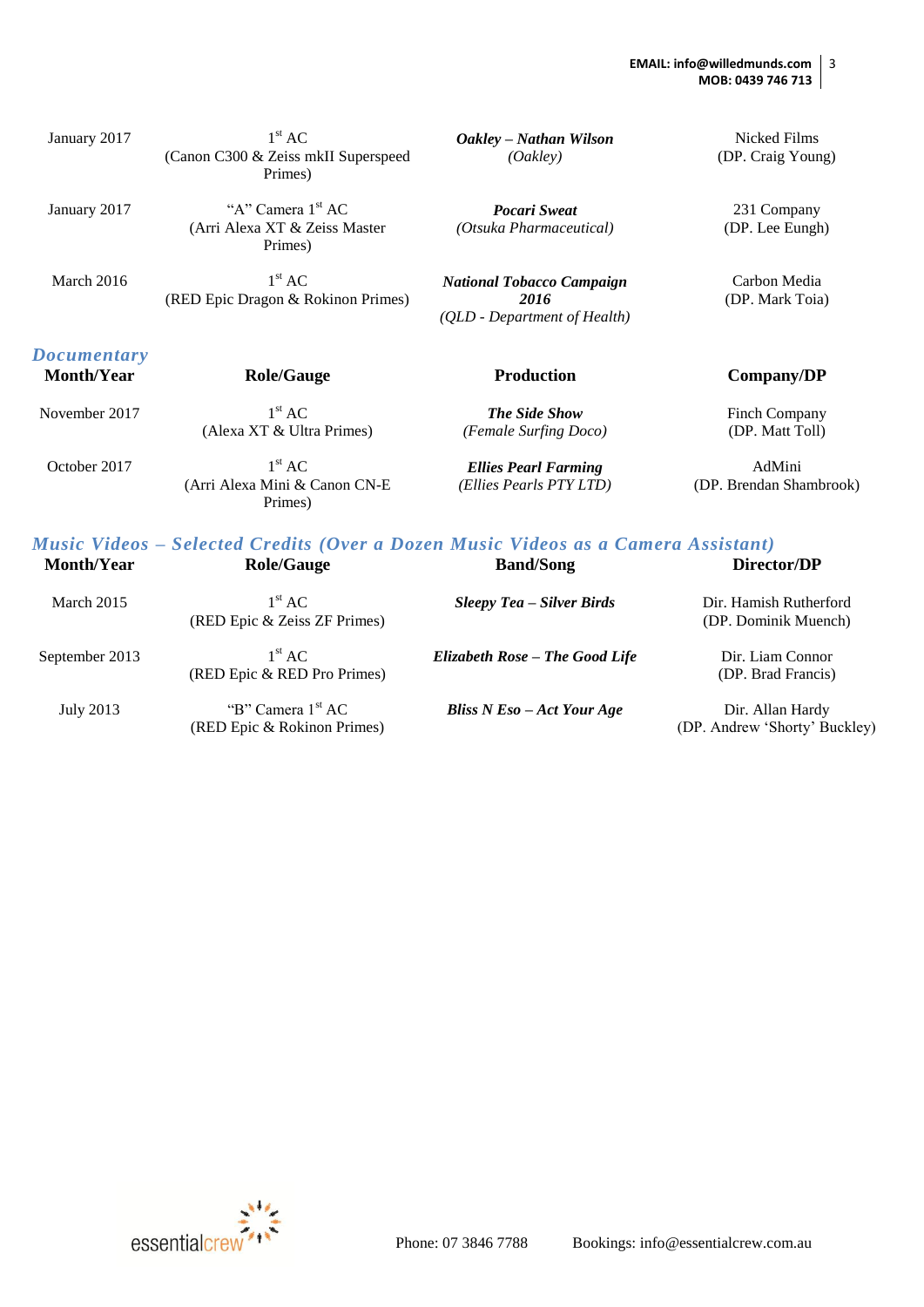| January 2017 | 1st AC (Canon C300 & Zeiss mkII Superspeed Primes) | ***Oakley – Nathan Wilson*** *(Oakley)* | Nicked Films (DP. Craig Young) |
|---|---|---|---|
| January 2017 | "A" Camera 1st AC (Arri Alexa XT & Zeiss Master Primes) | ***Pocari Sweat*** *(Otsuka Pharmaceutical)* | 231 Company (DP. Lee Eungh) |
| March 2016 | 1st AC (RED Epic Dragon & Rokinon Primes) | ***National Tobacco Campaign 2016*** *(QLD - Department of Health)* | Carbon Media (DP. Mark Toia) |

## *Documentary*

| Month/Year | Role/Gauge | Production | Company/DP |
|---|---|---|---|
| November 2017 | 1st AC (Alexa XT & Ultra Primes) | ***The Side Show*** *(Female Surfing Doco)* | Finch Company (DP. Matt Toll) |
| October 2017 | 1st AC (Arri Alexa Mini & Canon CN-E Primes) | ***Ellies Pearl Farming*** *(Ellies Pearls PTY LTD)* | AdMini (DP. Brendan Shambrook) |

## *Music Videos – Selected Credits (Over a Dozen Music Videos as a Camera Assistant)*

| Month/Year | Role/Gauge | Band/Song | Director/DP |
|---|---|---|---|
| March 2015 | 1st AC (RED Epic & Zeiss ZF Primes) | ***Sleepy Tea – Silver Birds*** | Dir. Hamish Rutherford (DP. Dominik Muench) |
| September 2013 | 1st AC (RED Epic & RED Pro Primes) | ***Elizabeth Rose – The Good Life*** | Dir. Liam Connor (DP. Brad Francis) |
| July 2013 | "B" Camera 1st AC (RED Epic & Rokinon Primes) | ***Bliss N Eso – Act Your Age*** | Dir. Allan Hardy (DP. Andrew 'Shorty' Buckley) |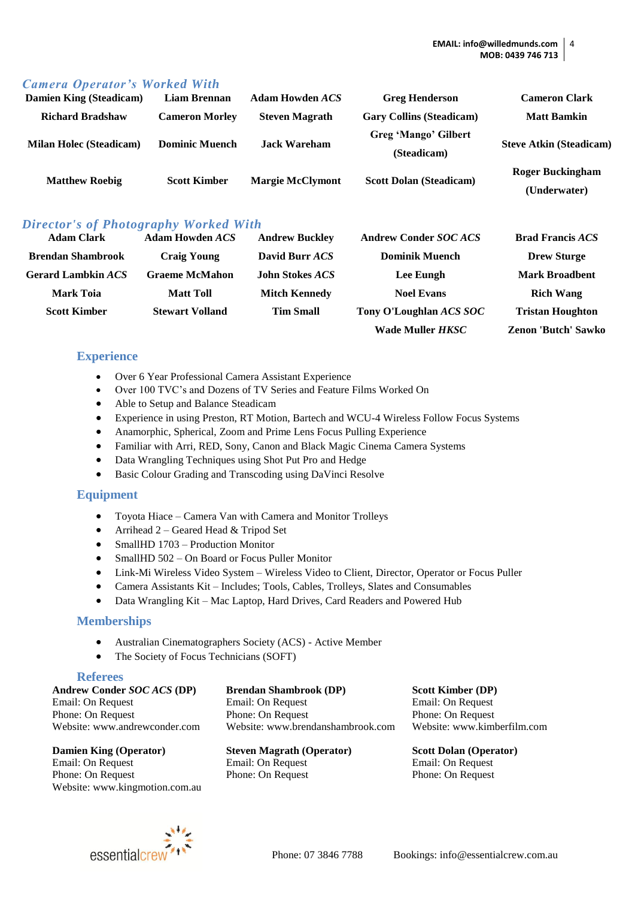## *Camera Operator's Worked With*

| | | | | |
|---|---|---|---|---|
| **Damien King (Steadicam)** | **Liam Brennan** | **Adam Howden *ACS*** | **Greg Henderson** | **Cameron Clark** |
| **Richard Bradshaw** | **Cameron Morley** | **Steven Magrath** | **Gary Collins (Steadicam)** | **Matt Bamkin** |
| **Milan Holec (Steadicam)** | **Dominic Muench** | **Jack Wareham** | **Greg 'Mango' Gilbert (Steadicam)** | **Steve Atkin (Steadicam)** |
| **Matthew Roebig** | **Scott Kimber** | **Margie McClymont** | **Scott Dolan (Steadicam)** | **Roger Buckingham (Underwater)** |

## *Director's of Photography Worked With*

| | | | | |
|---|---|---|---|---|
| **Adam Clark** | **Adam Howden *ACS*** | **Andrew Buckley** | **Andrew Conder *SOC ACS*** | **Brad Francis *ACS*** |
| **Brendan Shambrook** | **Craig Young** | **David Burr *ACS*** | **Dominik Muench** | **Drew Sturge** |
| **Gerard Lambkin *ACS*** | **Graeme McMahon** | **John Stokes *ACS*** | **Lee Eungh** | **Mark Broadbent** |
| **Mark Toia** | **Matt Toll** | **Mitch Kennedy** | **Noel Evans** | **Rich Wang** |
| **Scott Kimber** | **Stewart Volland** | **Tim Small** | **Tony O'Loughlan *ACS SOC*** | **Tristan Houghton** |
| | | | **Wade Muller *HKSC*** | **Zenon 'Butch' Sawko** |

## Experience

- Over 6 Year Professional Camera Assistant Experience
- Over 100 TVC's and Dozens of TV Series and Feature Films Worked On
- Able to Setup and Balance Steadicam
- Experience in using Preston, RT Motion, Bartech and WCU-4 Wireless Follow Focus Systems
- Anamorphic, Spherical, Zoom and Prime Lens Focus Pulling Experience
- Familiar with Arri, RED, Sony, Canon and Black Magic Cinema Camera Systems
- Data Wrangling Techniques using Shot Put Pro and Hedge
- Basic Colour Grading and Transcoding using DaVinci Resolve

## Equipment

- Toyota Hiace – Camera Van with Camera and Monitor Trolleys
- Arrihead 2 – Geared Head & Tripod Set
- SmallHD 1703 – Production Monitor
- SmallHD 502 – On Board or Focus Puller Monitor
- Link-Mi Wireless Video System – Wireless Video to Client, Director, Operator or Focus Puller
- Camera Assistants Kit – Includes; Tools, Cables, Trolleys, Slates and Consumables
- Data Wrangling Kit – Mac Laptop, Hard Drives, Card Readers and Powered Hub

## Memberships

- Australian Cinematographers Society (ACS) - Active Member
- The Society of Focus Technicians (SOFT)

## Referees

**Andrew Conder *SOC ACS* (DP)**
Email: On Request
Phone: On Request
Website: www.andrewconder.com

**Brendan Shambrook (DP)**
Email: On Request
Phone: On Request
Website: www.brendanshambrook.com

**Scott Kimber (DP)**
Email: On Request
Phone: On Request
Website: www.kimberfilm.com

**Damien King (Operator)**
Email: On Request
Phone: On Request
Website: www.kingmotion.com.au

**Steven Magrath (Operator)**
Email: On Request
Phone: On Request

**Scott Dolan (Operator)**
Email: On Request
Phone: On Request

essentialcrew Phone: 07 3846 7788 Bookings: info@essentialcrew.com.au